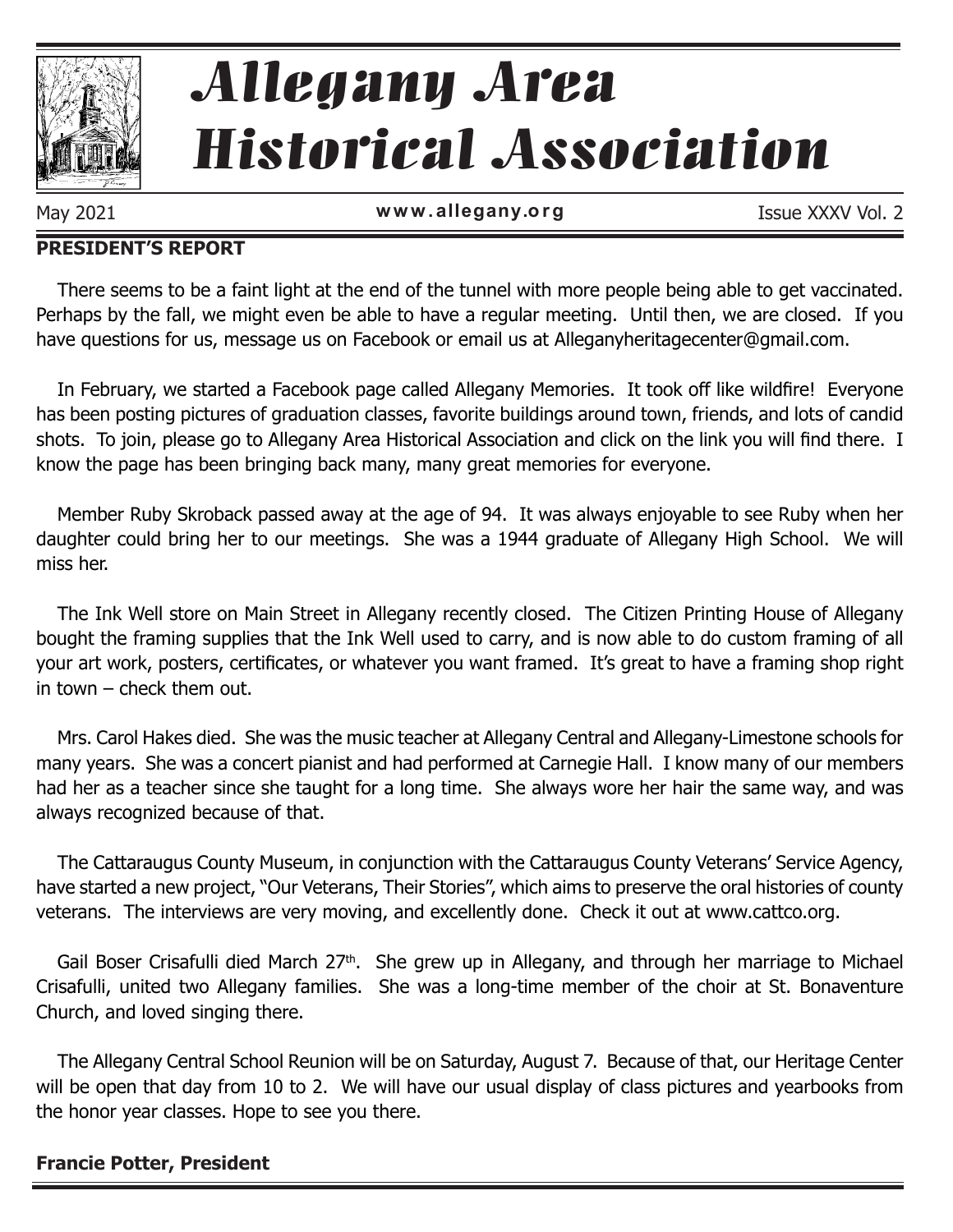# Allegany Area Historical Association

May 2021 | www.allegany.org | Issue XXXV Vol. 2

## PRESIDENT'S REPORT

There seems to be a faint light at the end of the tunnel with more people being able to get vaccinated. Perhaps by the fall, we might even be able to have a regular meeting. Until then, we are closed. If you have questions for us, message us on Facebook or email us at Alleganyheritagecenter@gmail.com.

In February, we started a Facebook page called Allegany Memories. It took off like wildfire! Everyone has been posting pictures of graduation classes, favorite buildings around town, friends, and lots of candid shots. To join, please go to Allegany Area Historical Association and click on the link you will find there. I know the page has been bringing back many, many great memories for everyone.

Member Ruby Skroback passed away at the age of 94. It was always enjoyable to see Ruby when her daughter could bring her to our meetings. She was a 1944 graduate of Allegany High School. We will miss her.

The Ink Well store on Main Street in Allegany recently closed. The Citizen Printing House of Allegany bought the framing supplies that the Ink Well used to carry, and is now able to do custom framing of all your art work, posters, certificates, or whatever you want framed. It's great to have a framing shop right in town – check them out.

Mrs. Carol Hakes died. She was the music teacher at Allegany Central and Allegany-Limestone schools for many years. She was a concert pianist and had performed at Carnegie Hall. I know many of our members had her as a teacher since she taught for a long time. She always wore her hair the same way, and was always recognized because of that.

The Cattaraugus County Museum, in conjunction with the Cattaraugus County Veterans' Service Agency, have started a new project, "Our Veterans, Their Stories", which aims to preserve the oral histories of county veterans. The interviews are very moving, and excellently done. Check it out at www.cattco.org.

Gail Boser Crisafulli died March 27th. She grew up in Allegany, and through her marriage to Michael Crisafulli, united two Allegany families. She was a long-time member of the choir at St. Bonaventure Church, and loved singing there.

The Allegany Central School Reunion will be on Saturday, August 7. Because of that, our Heritage Center will be open that day from 10 to 2. We will have our usual display of class pictures and yearbooks from the honor year classes. Hope to see you there.

**Francie Potter, President**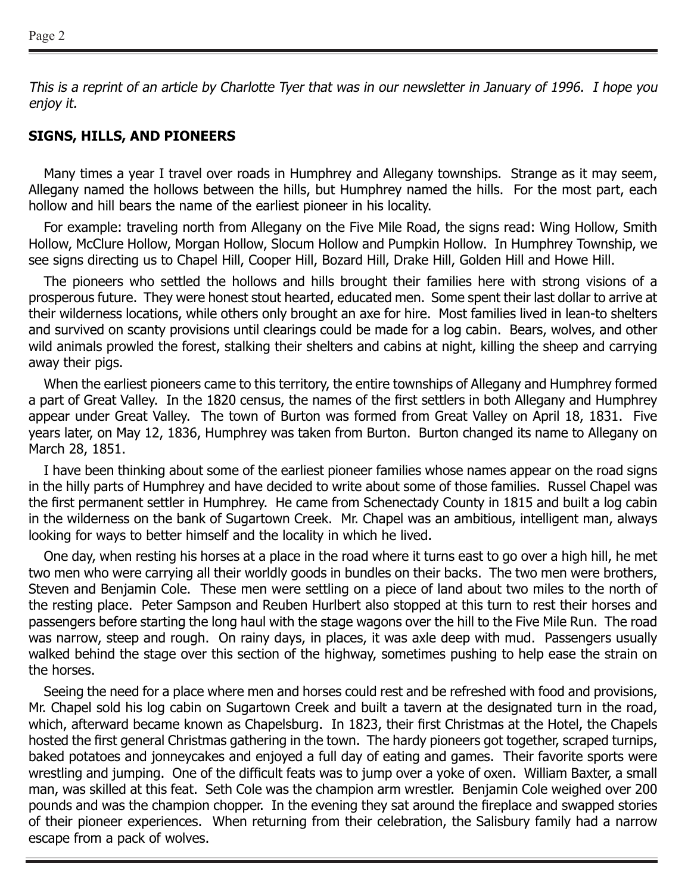*This is a reprint of an article by Charlotte Tyer that was in our newsletter in January of 1996. I hope you enjoy it.*

**SIGNS, HILLS, AND PIONEERS**

Many times a year I travel over roads in Humphrey and Allegany townships. Strange as it may seem, Allegany named the hollows between the hills, but Humphrey named the hills. For the most part, each hollow and hill bears the name of the earliest pioneer in his locality.

For example: traveling north from Allegany on the Five Mile Road, the signs read: Wing Hollow, Smith Hollow, McClure Hollow, Morgan Hollow, Slocum Hollow and Pumpkin Hollow. In Humphrey Township, we see signs directing us to Chapel Hill, Cooper Hill, Bozard Hill, Drake Hill, Golden Hill and Howe Hill.

The pioneers who settled the hollows and hills brought their families here with strong visions of a prosperous future. They were honest stout hearted, educated men. Some spent their last dollar to arrive at their wilderness locations, while others only brought an axe for hire. Most families lived in lean-to shelters and survived on scanty provisions until clearings could be made for a log cabin. Bears, wolves, and other wild animals prowled the forest, stalking their shelters and cabins at night, killing the sheep and carrying away their pigs.

When the earliest pioneers came to this territory, the entire townships of Allegany and Humphrey formed a part of Great Valley. In the 1820 census, the names of the first settlers in both Allegany and Humphrey appear under Great Valley. The town of Burton was formed from Great Valley on April 18, 1831. Five years later, on May 12, 1836, Humphrey was taken from Burton. Burton changed its name to Allegany on March 28, 1851.

I have been thinking about some of the earliest pioneer families whose names appear on the road signs in the hilly parts of Humphrey and have decided to write about some of those families. Russel Chapel was the first permanent settler in Humphrey. He came from Schenectady County in 1815 and built a log cabin in the wilderness on the bank of Sugartown Creek. Mr. Chapel was an ambitious, intelligent man, always looking for ways to better himself and the locality in which he lived.

One day, when resting his horses at a place in the road where it turns east to go over a high hill, he met two men who were carrying all their worldly goods in bundles on their backs. The two men were brothers, Steven and Benjamin Cole. These men were settling on a piece of land about two miles to the north of the resting place. Peter Sampson and Reuben Hurlbert also stopped at this turn to rest their horses and passengers before starting the long haul with the stage wagons over the hill to the Five Mile Run. The road was narrow, steep and rough. On rainy days, in places, it was axle deep with mud. Passengers usually walked behind the stage over this section of the highway, sometimes pushing to help ease the strain on the horses.

Seeing the need for a place where men and horses could rest and be refreshed with food and provisions, Mr. Chapel sold his log cabin on Sugartown Creek and built a tavern at the designated turn in the road, which, afterward became known as Chapelsburg. In 1823, their first Christmas at the Hotel, the Chapels hosted the first general Christmas gathering in the town. The hardy pioneers got together, scraped turnips, baked potatoes and jonneycakes and enjoyed a full day of eating and games. Their favorite sports were wrestling and jumping. One of the difficult feats was to jump over a yoke of oxen. William Baxter, a small man, was skilled at this feat. Seth Cole was the champion arm wrestler. Benjamin Cole weighed over 200 pounds and was the champion chopper. In the evening they sat around the fireplace and swapped stories of their pioneer experiences. When returning from their celebration, the Salisbury family had a narrow escape from a pack of wolves.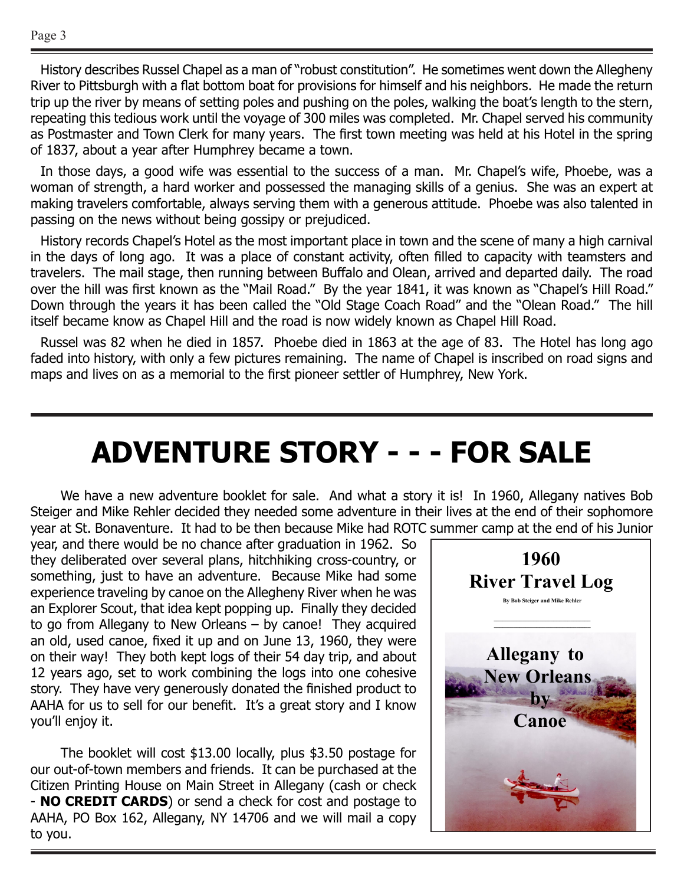History describes Russel Chapel as a man of "robust constitution". He sometimes went down the Allegheny River to Pittsburgh with a flat bottom boat for provisions for himself and his neighbors. He made the return trip up the river by means of setting poles and pushing on the poles, walking the boat's length to the stern, repeating this tedious work until the voyage of 300 miles was completed. Mr. Chapel served his community as Postmaster and Town Clerk for many years. The first town meeting was held at his Hotel in the spring of 1837, about a year after Humphrey became a town.

In those days, a good wife was essential to the success of a man. Mr. Chapel's wife, Phoebe, was a woman of strength, a hard worker and possessed the managing skills of a genius. She was an expert at making travelers comfortable, always serving them with a generous attitude. Phoebe was also talented in passing on the news without being gossipy or prejudiced.

History records Chapel's Hotel as the most important place in town and the scene of many a high carnival in the days of long ago. It was a place of constant activity, often filled to capacity with teamsters and travelers. The mail stage, then running between Buffalo and Olean, arrived and departed daily. The road over the hill was first known as the "Mail Road." By the year 1841, it was known as "Chapel's Hill Road." Down through the years it has been called the "Old Stage Coach Road" and the "Olean Road." The hill itself became know as Chapel Hill and the road is now widely known as Chapel Hill Road.

Russel was 82 when he died in 1857. Phoebe died in 1863 at the age of 83. The Hotel has long ago faded into history, with only a few pictures remaining. The name of Chapel is inscribed on road signs and maps and lives on as a memorial to the first pioneer settler of Humphrey, New York.

# ADVENTURE STORY - - - FOR SALE

We have a new adventure booklet for sale. And what a story it is! In 1960, Allegany natives Bob Steiger and Mike Rehler decided they needed some adventure in their lives at the end of their sophomore year at St. Bonaventure. It had to be then because Mike had ROTC summer camp at the end of his Junior year, and there would be no chance after graduation in 1962. So they deliberated over several plans, hitchhiking cross-country, or something, just to have an adventure. Because Mike had some experience traveling by canoe on the Allegheny River when he was an Explorer Scout, that idea kept popping up. Finally they decided to go from Allegany to New Orleans – by canoe! They acquired an old, used canoe, fixed it up and on June 13, 1960, they were on their way! They both kept logs of their 54 day trip, and about 12 years ago, set to work combining the logs into one cohesive story. They have very generously donated the finished product to AAHA for us to sell for our benefit. It's a great story and I know you'll enjoy it.

**1960 River Travel Log**

By Bob Steiger and Mike Rehler

**Allegany to New Orleans by Canoe**

The booklet will cost $13.00 locally, plus $3.50 postage for our out-of-town members and friends. It can be purchased at the Citizen Printing House on Main Street in Allegany (cash or check - **NO CREDIT CARDS**) or send a check for cost and postage to AAHA, PO Box 162, Allegany, NY 14706 and we will mail a copy to you.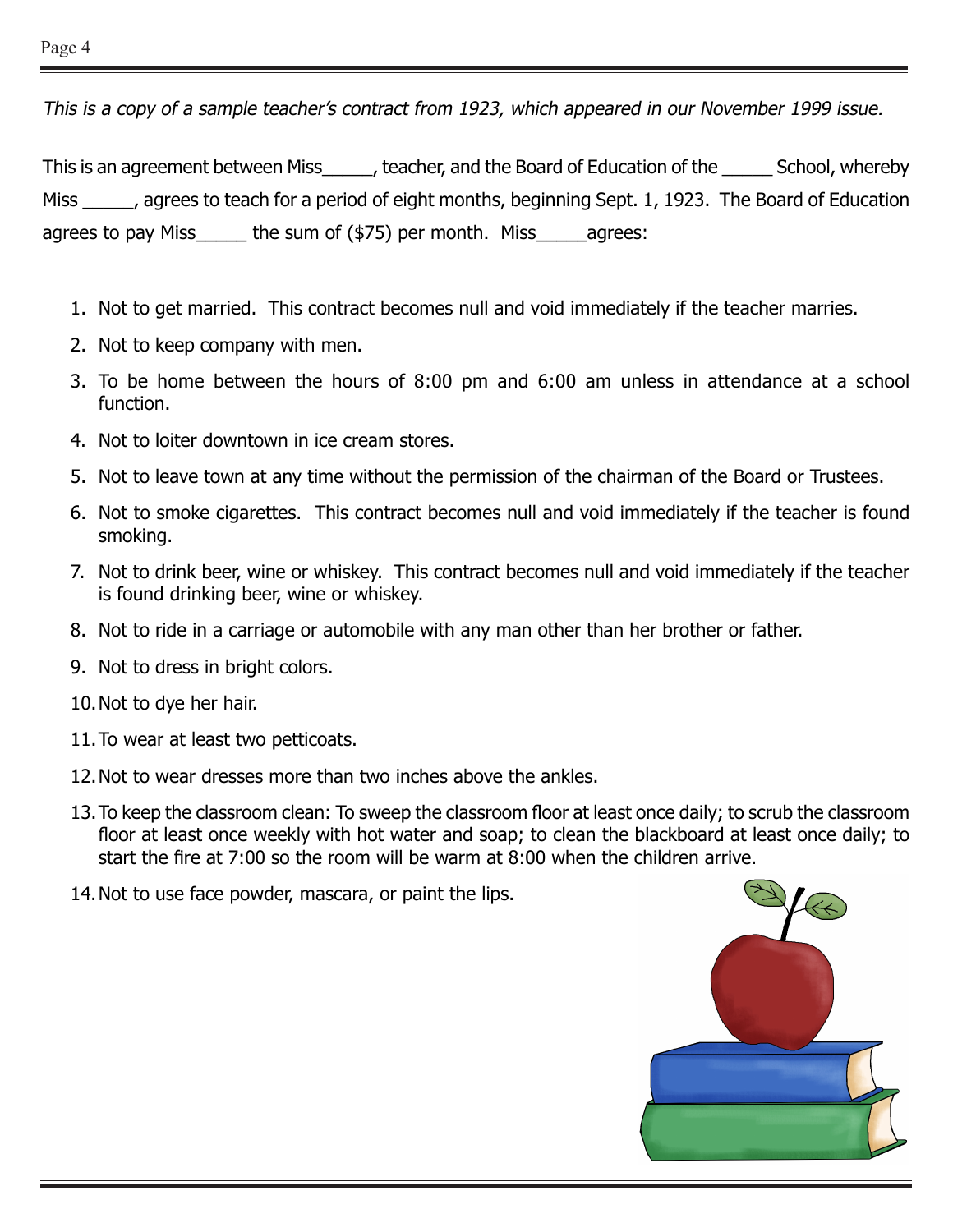*This is a copy of a sample teacher's contract from 1923, which appeared in our November 1999 issue.*

This is an agreement between Miss_____, teacher, and the Board of Education of the _____ School, whereby Miss _____, agrees to teach for a period of eight months, beginning Sept. 1, 1923. The Board of Education agrees to pay Miss_____ the sum of ($75) per month. Miss_____agrees:

1. Not to get married. This contract becomes null and void immediately if the teacher marries.
2. Not to keep company with men.
3. To be home between the hours of 8:00 pm and 6:00 am unless in attendance at a school function.
4. Not to loiter downtown in ice cream stores.
5. Not to leave town at any time without the permission of the chairman of the Board or Trustees.
6. Not to smoke cigarettes. This contract becomes null and void immediately if the teacher is found smoking.
7. Not to drink beer, wine or whiskey. This contract becomes null and void immediately if the teacher is found drinking beer, wine or whiskey.
8. Not to ride in a carriage or automobile with any man other than her brother or father.
9. Not to dress in bright colors.
10. Not to dye her hair.
11. To wear at least two petticoats.
12. Not to wear dresses more than two inches above the ankles.
13. To keep the classroom clean: To sweep the classroom floor at least once daily; to scrub the classroom floor at least once weekly with hot water and soap; to clean the blackboard at least once daily; to start the fire at 7:00 so the room will be warm at 8:00 when the children arrive.
14. Not to use face powder, mascara, or paint the lips.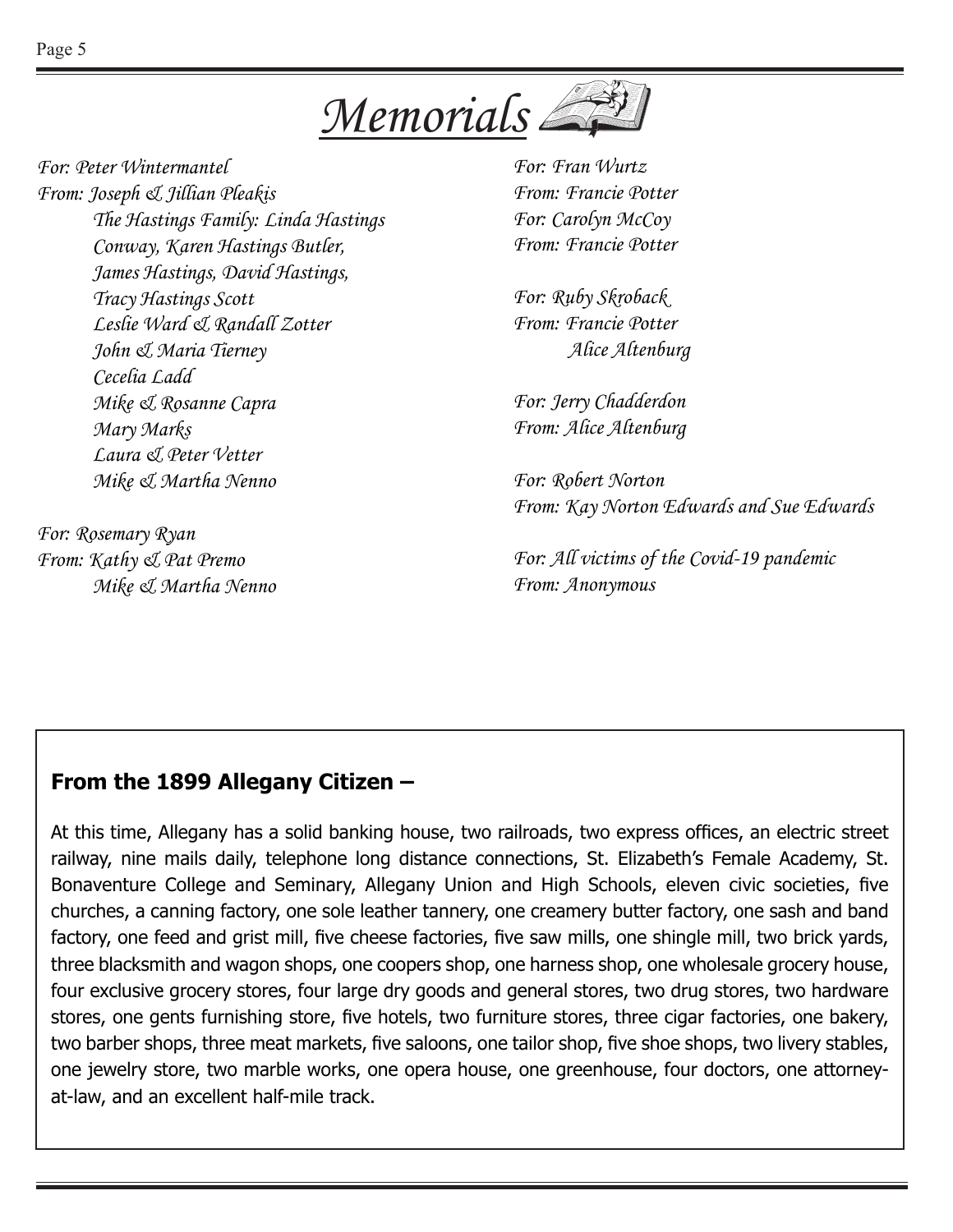# Memorials

*For: Peter Wintermantel*
*From: Joseph & Jillian Pleakis*
*The Hastings Family: Linda Hastings Conway, Karen Hastings Butler, James Hastings, David Hastings, Tracy Hastings Scott*
*Leslie Ward & Randall Zotter*
*John & Maria Tierney*
*Cecelia Ladd*
*Mike & Rosanne Capra*
*Mary Marks*
*Laura & Peter Vetter*
*Mike & Martha Nenno*

*For: Rosemary Ryan*
*From: Kathy & Pat Premo*
*Mike & Martha Nenno*

*For: Fran Wurtz*
*From: Francie Potter*
*For: Carolyn McCoy*
*From: Francie Potter*

*For: Ruby Skroback*
*From: Francie Potter*
*Alice Altenburg*

*For: Jerry Chadderdon*
*From: Alice Altenburg*

*For: Robert Norton*
*From: Kay Norton Edwards and Sue Edwards*

*For: All victims of the Covid-19 pandemic*
*From: Anonymous*

**From the 1899 Allegany Citizen –**

At this time, Allegany has a solid banking house, two railroads, two express offices, an electric street railway, nine mails daily, telephone long distance connections, St. Elizabeth's Female Academy, St. Bonaventure College and Seminary, Allegany Union and High Schools, eleven civic societies, five churches, a canning factory, one sole leather tannery, one creamery butter factory, one sash and band factory, one feed and grist mill, five cheese factories, five saw mills, one shingle mill, two brick yards, three blacksmith and wagon shops, one coopers shop, one harness shop, one wholesale grocery house, four exclusive grocery stores, four large dry goods and general stores, two drug stores, two hardware stores, one gents furnishing store, five hotels, two furniture stores, three cigar factories, one bakery, two barber shops, three meat markets, five saloons, one tailor shop, five shoe shops, two livery stables, one jewelry store, two marble works, one opera house, one greenhouse, four doctors, one attorney-at-law, and an excellent half-mile track.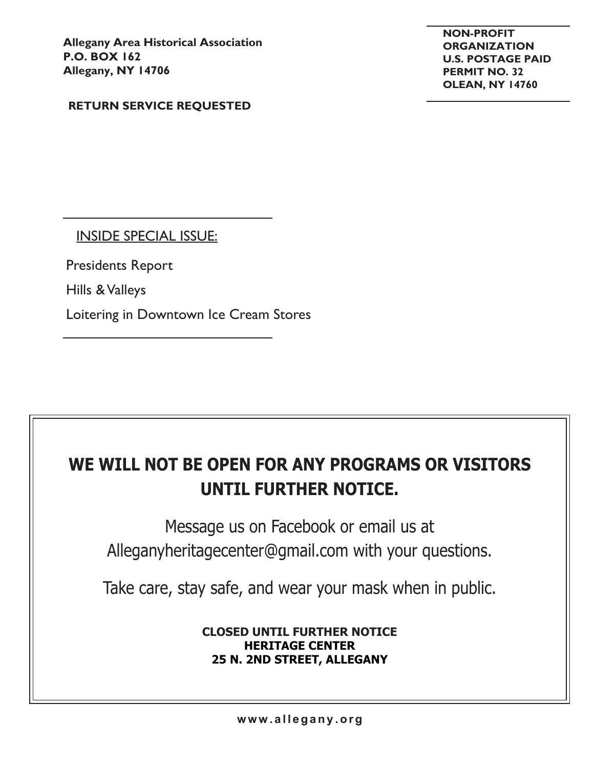**Allegany Area Historical Association**
**P.O. BOX 162**
**Allegany, NY 14706**

**RETURN SERVICE REQUESTED**

**NON-PROFIT ORGANIZATION**
**U.S. POSTAGE PAID**
**PERMIT NO. 32**
**OLEAN, NY 14760**

INSIDE SPECIAL ISSUE:

Presidents Report

Hills & Valleys

Loitering in Downtown Ice Cream Stores

## WE WILL NOT BE OPEN FOR ANY PROGRAMS OR VISITORS UNTIL FURTHER NOTICE.

Message us on Facebook or email us at Alleganyheritagecenter@gmail.com with your questions.

Take care, stay safe, and wear your mask when in public.

**CLOSED UNTIL FURTHER NOTICE**
**HERITAGE CENTER**
**25 N. 2ND STREET, ALLEGANY**

**www.allegany.org**